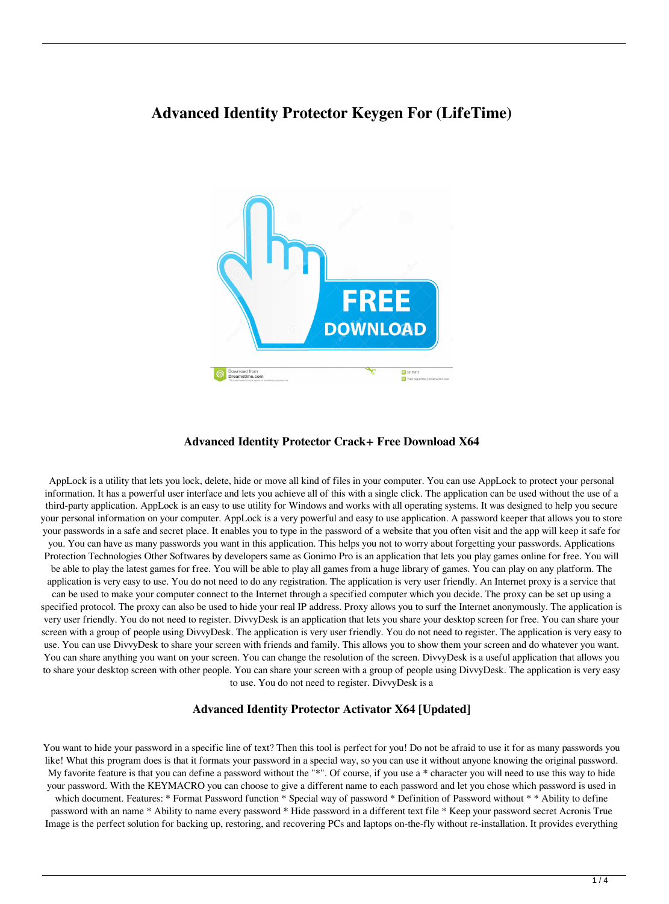# Advanced Identity Protector Keygen For (LifeTime)

### Advanced Identity Protector Crack+ Free Download X64

AppLock is a utility that lets you lock, delete, hide or move all kind of files in your computer. You can use AppLock to protect your personal information. It has a powerful user interface and lets you achieve all of this with a single click. The application can be used without the use of a third-party application. AppLock is an easy to use utility for Windows and works with all operating systems. It was designed to help you secure your personal information on your computer. AppLock is a very powerful and easy to use application. A password keeper that allows you to store your passwords in a safe and secret place. It enables you to type in the password of a website that you often visit and the app will keep it safe for you. You can have as many passwords you want in this application. This helps you not to worry about forgetting your passwords. Applications Protection Technologies Other Softwares by developers same as Gonimo Pro is an application that lets you play games online for free. You will be able to play the latest games for free. You will be able to play all games from a huge library of games. You can play on any platform. The application is very easy to use. You do not need to do any registration. The application is very user friendly. An Internet proxy is a service that can be used to make your computer connect to the Internet through a specified computer which you decide. The proxy can be set up using a specified protocol. The proxy can also be used to hide your real IP address. Proxy allows you to surf the Internet anonymously. The application is very user friendly. You do not need to register. DivvyDesk is an application that lets you share your desktop screen for free. You can share your screen with a group of people using DivvyDesk. The application is very user friendly. You do not need to register. The application is very easy to use. You can use DivvyDesk to share your screen with friends and family. This allows you to show them your screen and do whatever you want. You can share anything you want on your screen. You can change the resolution of the screen. DivvyDesk is a useful application that allows you to share your desktop screen with other people. You can share your screen with a group of people using DivvyDesk. The application is very easy to use. You do not need to register. DivvyDesk is a

### Advanced Identity Protector Activator X64 [Updated]

You want to hide your password in a specific line of text? Then this tool is perfect for you! Do not be afraid to use it for as many passwords you like! What this program does is that it formats your password in a special way, so you can use it without anyone knowing the original password. My favorite feature is that you can define a password without the "*". Of course, if you use a * character you will need to use this way to hide your password. With the KEYMACRO you can choose to give a different name to each password and let you chose which password is used in which document. Features: * Format Password function * Special way of password * Definition of Password without * * Ability to define password with an name * Ability to name every password * Hide password in a different text file * Keep your password secret Acronis True Image is the perfect solution for backing up, restoring, and recovering PCs and laptops on-the-fly without re-installation. It provides everything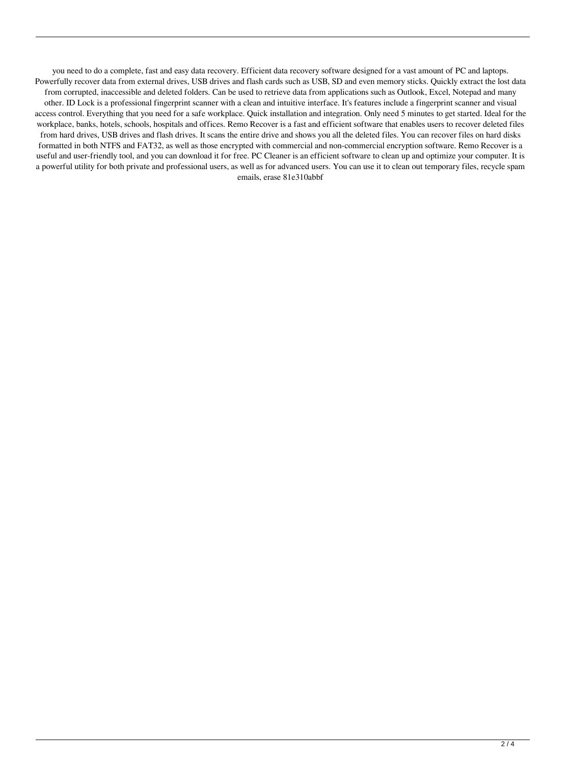you need to do a complete, fast and easy data recovery. Efficient data recovery software designed for a vast amount of PC and laptops. Powerfully recover data from external drives, USB drives and flash cards such as USB, SD and even memory sticks. Quickly extract the lost data from corrupted, inaccessible and deleted folders. Can be used to retrieve data from applications such as Outlook, Excel, Notepad and many other. ID Lock is a professional fingerprint scanner with a clean and intuitive interface. It's features include a fingerprint scanner and visual access control. Everything that you need for a safe workplace. Quick installation and integration. Only need 5 minutes to get started. Ideal for the workplace, banks, hotels, schools, hospitals and offices. Remo Recover is a fast and efficient software that enables users to recover deleted files from hard drives, USB drives and flash drives. It scans the entire drive and shows you all the deleted files. You can recover files on hard disks formatted in both NTFS and FAT32, as well as those encrypted with commercial and non-commercial encryption software. Remo Recover is a useful and user-friendly tool, and you can download it for free. PC Cleaner is an efficient software to clean up and optimize your computer. It is a powerful utility for both private and professional users, as well as for advanced users. You can use it to clean out temporary files, recycle spam emails, erase 81e310abbf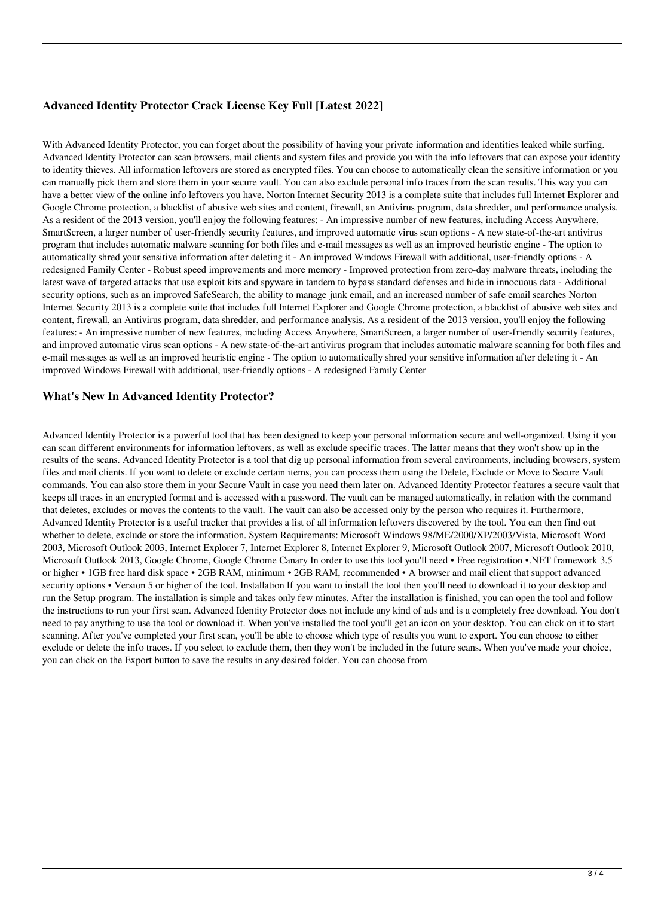### Advanced Identity Protector Crack License Key Full [Latest 2022]

With Advanced Identity Protector, you can forget about the possibility of having your private information and identities leaked while surfing. Advanced Identity Protector can scan browsers, mail clients and system files and provide you with the info leftovers that can expose your identity to identity thieves. All information leftovers are stored as encrypted files. You can choose to automatically clean the sensitive information or you can manually pick them and store them in your secure vault. You can also exclude personal info traces from the scan results. This way you can have a better view of the online info leftovers you have. Norton Internet Security 2013 is a complete suite that includes full Internet Explorer and Google Chrome protection, a blacklist of abusive web sites and content, firewall, an Antivirus program, data shredder, and performance analysis. As a resident of the 2013 version, you'll enjoy the following features: - An impressive number of new features, including Access Anywhere, SmartScreen, a larger number of user-friendly security features, and improved automatic virus scan options - A new state-of-the-art antivirus program that includes automatic malware scanning for both files and e-mail messages as well as an improved heuristic engine - The option to automatically shred your sensitive information after deleting it - An improved Windows Firewall with additional, user-friendly options - A redesigned Family Center - Robust speed improvements and more memory - Improved protection from zero-day malware threats, including the latest wave of targeted attacks that use exploit kits and spyware in tandem to bypass standard defenses and hide in innocuous data - Additional security options, such as an improved SafeSearch, the ability to manage junk email, and an increased number of safe email searches Norton Internet Security 2013 is a complete suite that includes full Internet Explorer and Google Chrome protection, a blacklist of abusive web sites and content, firewall, an Antivirus program, data shredder, and performance analysis. As a resident of the 2013 version, you'll enjoy the following features: - An impressive number of new features, including Access Anywhere, SmartScreen, a larger number of user-friendly security features, and improved automatic virus scan options - A new state-of-the-art antivirus program that includes automatic malware scanning for both files and e-mail messages as well as an improved heuristic engine - The option to automatically shred your sensitive information after deleting it - An improved Windows Firewall with additional, user-friendly options - A redesigned Family Center

### What's New In Advanced Identity Protector?

Advanced Identity Protector is a powerful tool that has been designed to keep your personal information secure and well-organized. Using it you can scan different environments for information leftovers, as well as exclude specific traces. The latter means that they won't show up in the results of the scans. Advanced Identity Protector is a tool that dig up personal information from several environments, including browsers, system files and mail clients. If you want to delete or exclude certain items, you can process them using the Delete, Exclude or Move to Secure Vault commands. You can also store them in your Secure Vault in case you need them later on. Advanced Identity Protector features a secure vault that keeps all traces in an encrypted format and is accessed with a password. The vault can be managed automatically, in relation with the command that deletes, excludes or moves the contents to the vault. The vault can also be accessed only by the person who requires it. Furthermore, Advanced Identity Protector is a useful tracker that provides a list of all information leftovers discovered by the tool. You can then find out whether to delete, exclude or store the information. System Requirements: Microsoft Windows 98/ME/2000/XP/2003/Vista, Microsoft Word 2003, Microsoft Outlook 2003, Internet Explorer 7, Internet Explorer 8, Internet Explorer 9, Microsoft Outlook 2007, Microsoft Outlook 2010, Microsoft Outlook 2013, Google Chrome, Google Chrome Canary In order to use this tool you'll need • Free registration •.NET framework 3.5 or higher • 1GB free hard disk space • 2GB RAM, minimum • 2GB RAM, recommended • A browser and mail client that support advanced security options • Version 5 or higher of the tool. Installation If you want to install the tool then you'll need to download it to your desktop and run the Setup program. The installation is simple and takes only few minutes. After the installation is finished, you can open the tool and follow the instructions to run your first scan. Advanced Identity Protector does not include any kind of ads and is a completely free download. You don't need to pay anything to use the tool or download it. When you've installed the tool you'll get an icon on your desktop. You can click on it to start scanning. After you've completed your first scan, you'll be able to choose which type of results you want to export. You can choose to either exclude or delete the info traces. If you select to exclude them, then they won't be included in the future scans. When you've made your choice, you can click on the Export button to save the results in any desired folder. You can choose from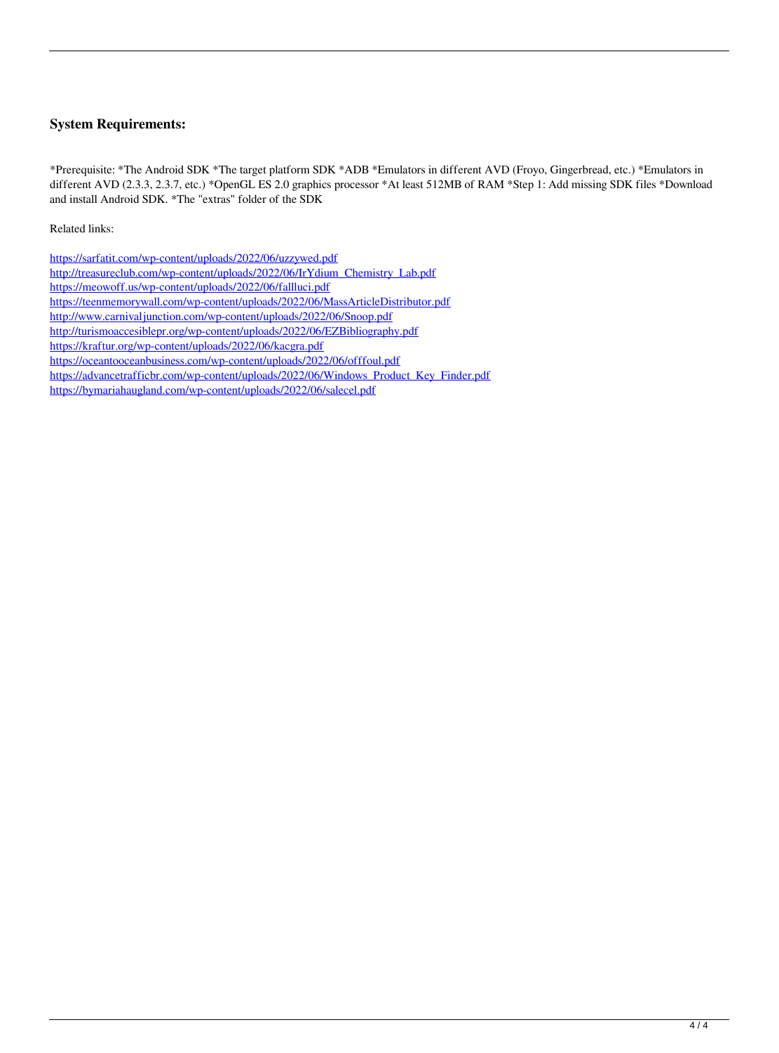### System Requirements:

*Prerequisite: *The Android SDK *The target platform SDK *ADB *Emulators in different AVD (Froyo, Gingerbread, etc.) *Emulators in different AVD (2.3.3, 2.3.7, etc.) *OpenGL ES 2.0 graphics processor *At least 512MB of RAM *Step 1: Add missing SDK files *Download and install Android SDK. *The "extras" folder of the SDK

Related links:

https://sarfatit.com/wp-content/uploads/2022/06/uzzywed.pdf
http://treasureclub.com/wp-content/uploads/2022/06/IrYdium_Chemistry_Lab.pdf
https://meowoff.us/wp-content/uploads/2022/06/fallluci.pdf
https://teenmemorywall.com/wp-content/uploads/2022/06/MassArticleDistributor.pdf
http://www.carnivaljunction.com/wp-content/uploads/2022/06/Snoop.pdf
http://turismoaccesiblepr.org/wp-content/uploads/2022/06/EZBibliography.pdf
https://kraftur.org/wp-content/uploads/2022/06/kacgra.pdf
https://oceantooceanbusiness.com/wp-content/uploads/2022/06/offfoul.pdf
https://advancetrafficbr.com/wp-content/uploads/2022/06/Windows_Product_Key_Finder.pdf
https://bymariahaugland.com/wp-content/uploads/2022/06/salecel.pdf